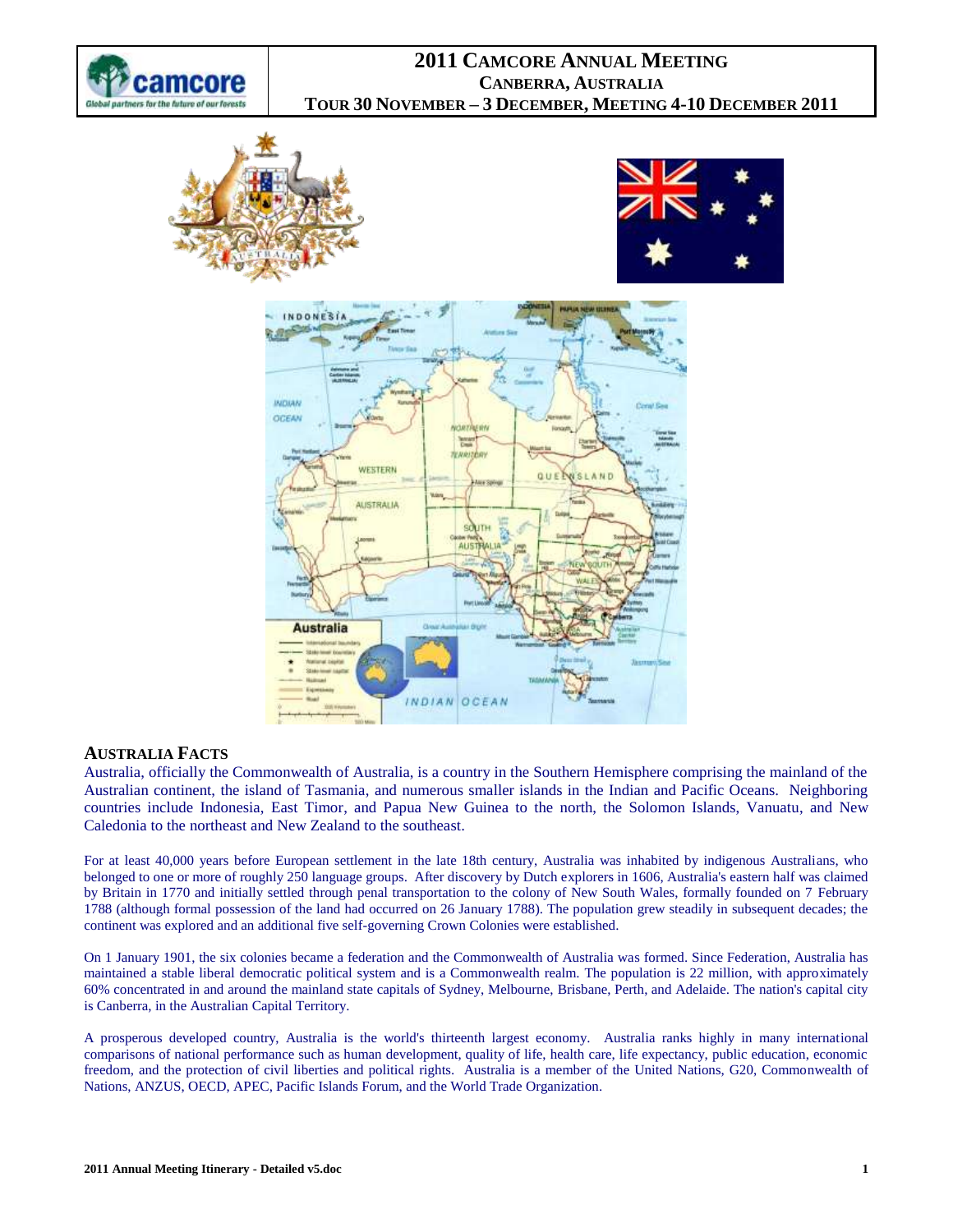# 2011 CAMCORE ANNUAL MEETING
## CANBERRA, AUSTRALIA
## TOUR 30 NOVEMBER – 3 DECEMBER, MEETING 4-10 DECEMBER 2011

### AUSTRALIA FACTS

Australia, officially the Commonwealth of Australia, is a country in the Southern Hemisphere comprising the mainland of the Australian continent, the island of Tasmania, and numerous smaller islands in the Indian and Pacific Oceans. Neighboring countries include Indonesia, East Timor, and Papua New Guinea to the north, the Solomon Islands, Vanuatu, and New Caledonia to the northeast and New Zealand to the southeast.

For at least 40,000 years before European settlement in the late 18th century, Australia was inhabited by indigenous Australians, who belonged to one or more of roughly 250 language groups. After discovery by Dutch explorers in 1606, Australia's eastern half was claimed by Britain in 1770 and initially settled through penal transportation to the colony of New South Wales, formally founded on 7 February 1788 (although formal possession of the land had occurred on 26 January 1788). The population grew steadily in subsequent decades; the continent was explored and an additional five self-governing Crown Colonies were established.

On 1 January 1901, the six colonies became a federation and the Commonwealth of Australia was formed. Since Federation, Australia has maintained a stable liberal democratic political system and is a Commonwealth realm. The population is 22 million, with approximately 60% concentrated in and around the mainland state capitals of Sydney, Melbourne, Brisbane, Perth, and Adelaide. The nation's capital city is Canberra, in the Australian Capital Territory.

A prosperous developed country, Australia is the world's thirteenth largest economy. Australia ranks highly in many international comparisons of national performance such as human development, quality of life, health care, life expectancy, public education, economic freedom, and the protection of civil liberties and political rights. Australia is a member of the United Nations, G20, Commonwealth of Nations, ANZUS, OECD, APEC, Pacific Islands Forum, and the World Trade Organization.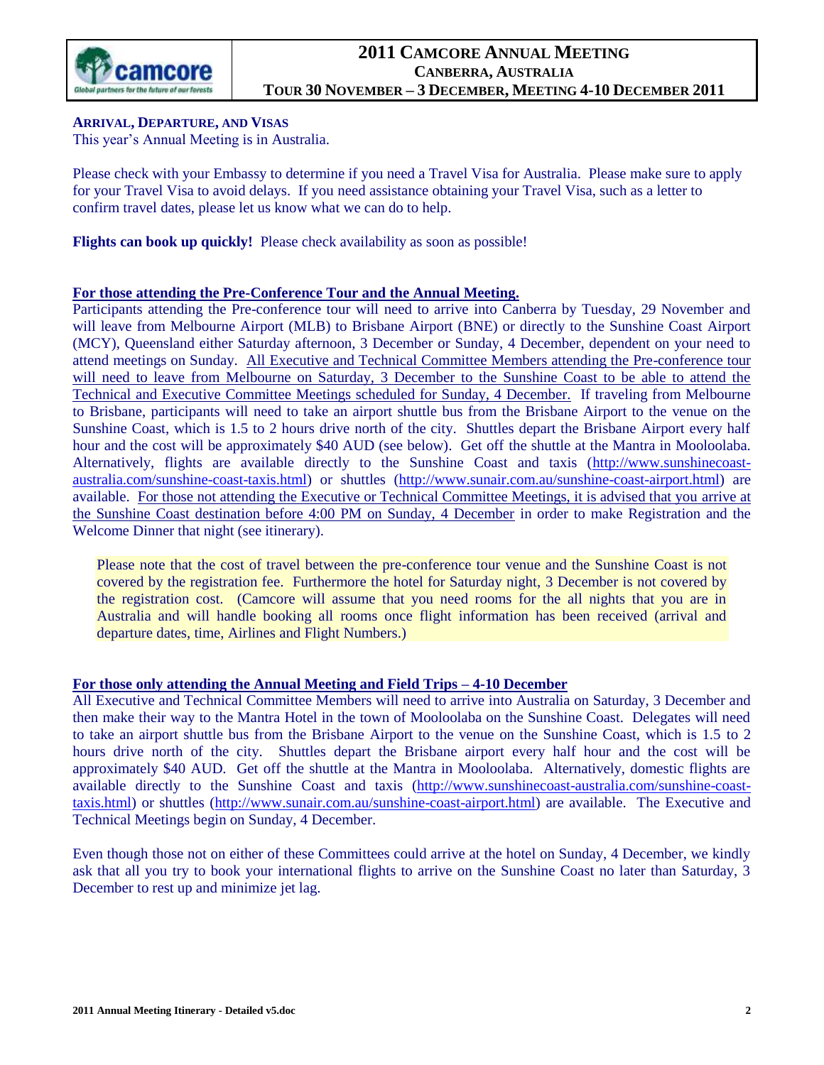## Arrival, Departure, and Visas

This year's Annual Meeting is in Australia.

Please check with your Embassy to determine if you need a Travel Visa for Australia. Please make sure to apply for your Travel Visa to avoid delays. If you need assistance obtaining your Travel Visa, such as a letter to confirm travel dates, please let us know what we can do to help.

**Flights can book up quickly!** Please check availability as soon as possible!

**For those attending the Pre-Conference Tour and the Annual Meeting.**

Participants attending the Pre-conference tour will need to arrive into Canberra by Tuesday, 29 November and will leave from Melbourne Airport (MLB) to Brisbane Airport (BNE) or directly to the Sunshine Coast Airport (MCY), Queensland either Saturday afternoon, 3 December or Sunday, 4 December, dependent on your need to attend meetings on Sunday. All Executive and Technical Committee Members attending the Pre-conference tour will need to leave from Melbourne on Saturday, 3 December to the Sunshine Coast to be able to attend the Technical and Executive Committee Meetings scheduled for Sunday, 4 December. If traveling from Melbourne to Brisbane, participants will need to take an airport shuttle bus from the Brisbane Airport to the venue on the Sunshine Coast, which is 1.5 to 2 hours drive north of the city. Shuttles depart the Brisbane Airport every half hour and the cost will be approximately $40 AUD (see below). Get off the shuttle at the Mantra in Mooloolaba. Alternatively, flights are available directly to the Sunshine Coast and taxis (http://www.sunshinecoast-australia.com/sunshine-coast-taxis.html) or shuttles (http://www.sunair.com.au/sunshine-coast-airport.html) are available. For those not attending the Executive or Technical Committee Meetings, it is advised that you arrive at the Sunshine Coast destination before 4:00 PM on Sunday, 4 December in order to make Registration and the Welcome Dinner that night (see itinerary).

> Please note that the cost of travel between the pre-conference tour venue and the Sunshine Coast is not covered by the registration fee. Furthermore the hotel for Saturday night, 3 December is not covered by the registration cost. (Camcore will assume that you need rooms for the all nights that you are in Australia and will handle booking all rooms once flight information has been received (arrival and departure dates, time, Airlines and Flight Numbers.)

**For those only attending the Annual Meeting and Field Trips – 4-10 December**

All Executive and Technical Committee Members will need to arrive into Australia on Saturday, 3 December and then make their way to the Mantra Hotel in the town of Mooloolaba on the Sunshine Coast. Delegates will need to take an airport shuttle bus from the Brisbane Airport to the venue on the Sunshine Coast, which is 1.5 to 2 hours drive north of the city. Shuttles depart the Brisbane airport every half hour and the cost will be approximately $40 AUD. Get off the shuttle at the Mantra in Mooloolaba. Alternatively, domestic flights are available directly to the Sunshine Coast and taxis (http://www.sunshinecoast-australia.com/sunshine-coast-taxis.html) or shuttles (http://www.sunair.com.au/sunshine-coast-airport.html) are available. The Executive and Technical Meetings begin on Sunday, 4 December.

Even though those not on either of these Committees could arrive at the hotel on Sunday, 4 December, we kindly ask that all you try to book your international flights to arrive on the Sunshine Coast no later than Saturday, 3 December to rest up and minimize jet lag.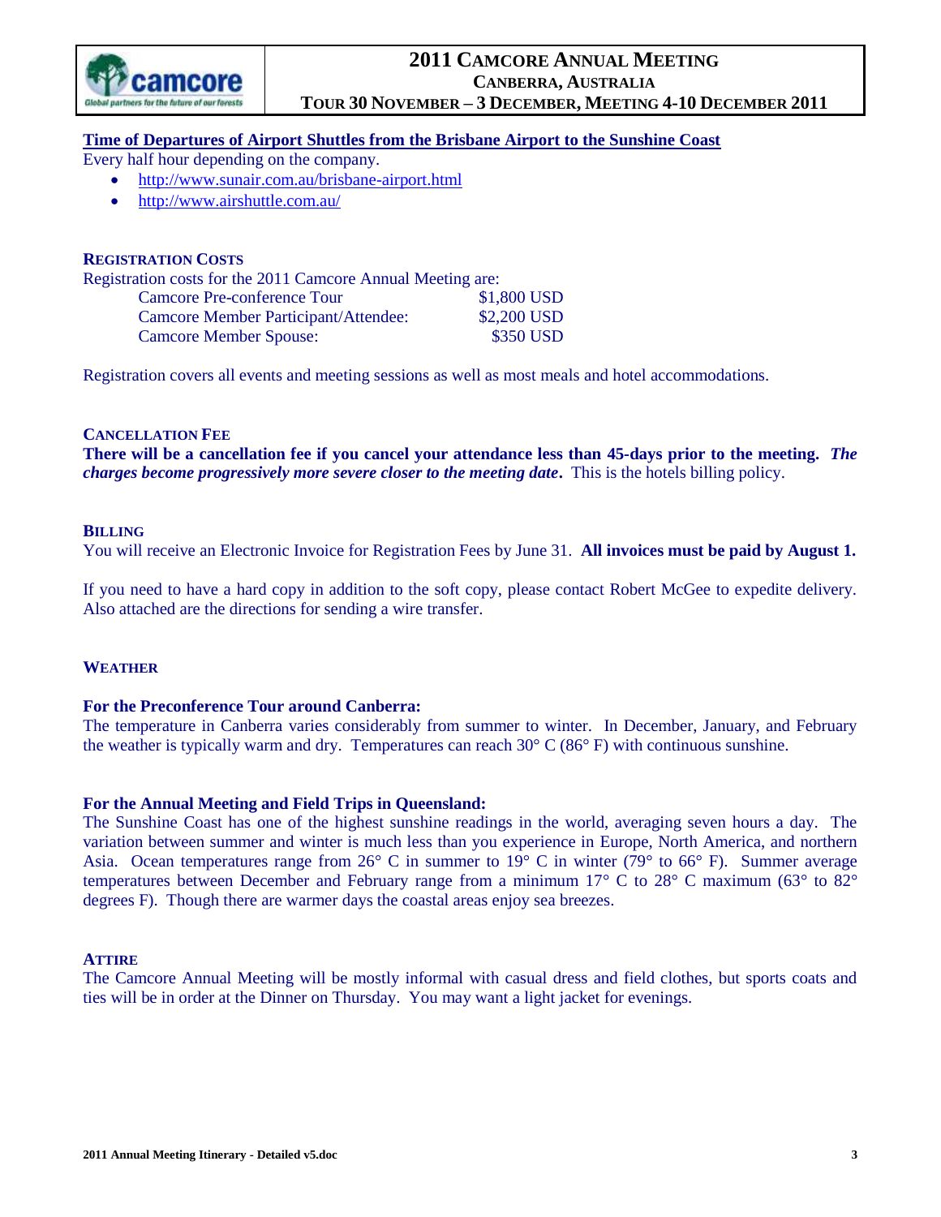**Time of Departures of Airport Shuttles from the Brisbane Airport to the Sunshine Coast**

Every half hour depending on the company.

- http://www.sunair.com.au/brisbane-airport.html
- http://www.airshuttle.com.au/

### REGISTRATION COSTS

Registration costs for the 2011 Camcore Annual Meeting are:

| | |
|---|---|
| Camcore Pre-conference Tour | $1,800 USD |
| Camcore Member Participant/Attendee: | $2,200 USD |
| Camcore Member Spouse: | $350 USD |

Registration covers all events and meeting sessions as well as most meals and hotel accommodations.

### CANCELLATION FEE

**There will be a cancellation fee if you cancel your attendance less than 45-days prior to the meeting.** ***The charges become progressively more severe closer to the meeting date*.** This is the hotels billing policy.

### BILLING

You will receive an Electronic Invoice for Registration Fees by June 31. **All invoices must be paid by August 1.**

If you need to have a hard copy in addition to the soft copy, please contact Robert McGee to expedite delivery. Also attached are the directions for sending a wire transfer.

### WEATHER

**For the Preconference Tour around Canberra:**

The temperature in Canberra varies considerably from summer to winter. In December, January, and February the weather is typically warm and dry. Temperatures can reach 30° C (86° F) with continuous sunshine.

**For the Annual Meeting and Field Trips in Queensland:**

The Sunshine Coast has one of the highest sunshine readings in the world, averaging seven hours a day. The variation between summer and winter is much less than you experience in Europe, North America, and northern Asia. Ocean temperatures range from 26° C in summer to 19° C in winter (79° to 66° F). Summer average temperatures between December and February range from a minimum 17° C to 28° C maximum (63° to 82° degrees F). Though there are warmer days the coastal areas enjoy sea breezes.

### ATTIRE

The Camcore Annual Meeting will be mostly informal with casual dress and field clothes, but sports coats and ties will be in order at the Dinner on Thursday. You may want a light jacket for evenings.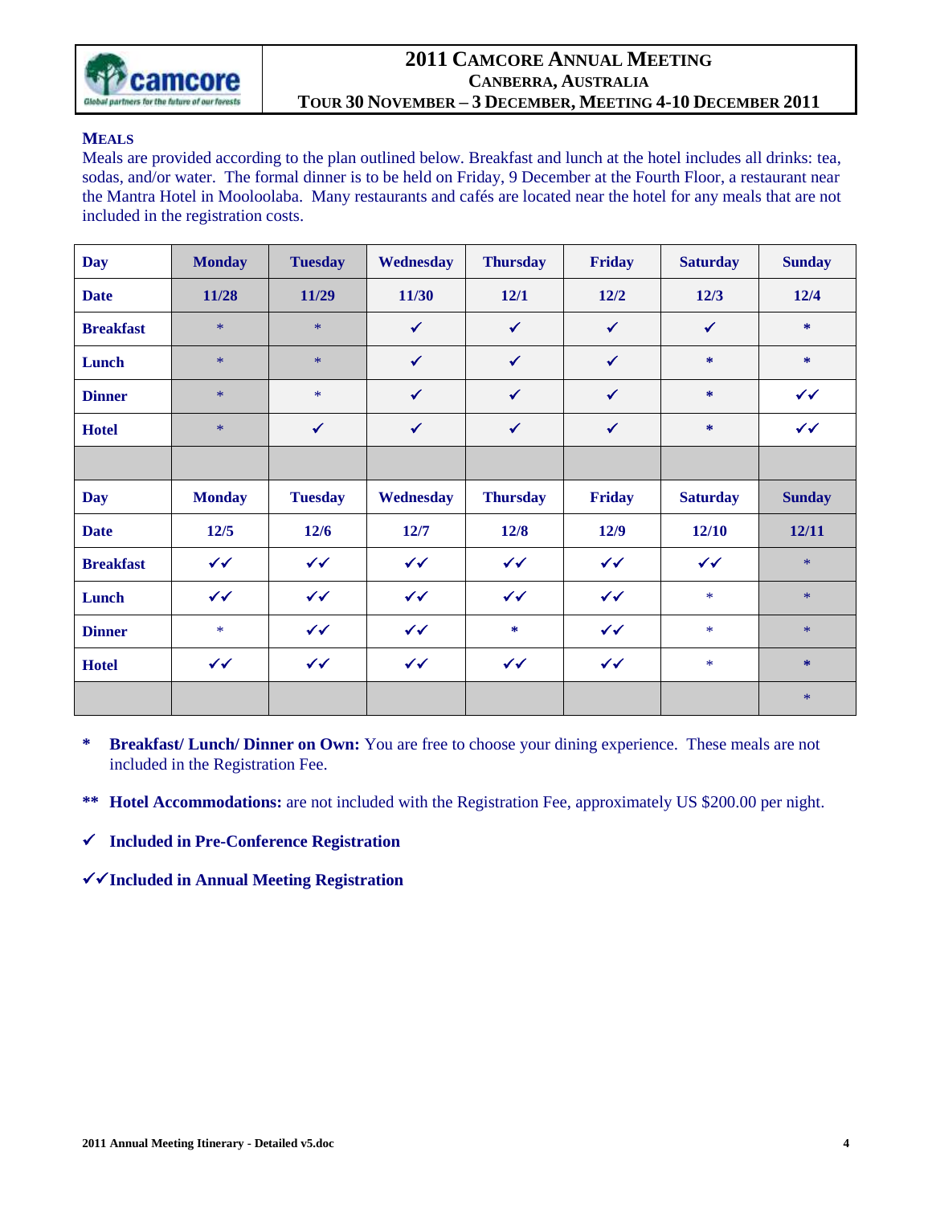| **2011 CAMCORE ANNUAL MEETING** |
|---|
| **CANBERRA, AUSTRALIA** |
| **TOUR 30 NOVEMBER – 3 DECEMBER, MEETING 4-10 DECEMBER 2011** |

## MEALS

Meals are provided according to the plan outlined below. Breakfast and lunch at the hotel includes all drinks: tea, sodas, and/or water. The formal dinner is to be held on Friday, 9 December at the Fourth Floor, a restaurant near the Mantra Hotel in Mooloolaba. Many restaurants and cafés are located near the hotel for any meals that are not included in the registration costs.

| **Day** | **Monday** | **Tuesday** | **Wednesday** | **Thursday** | **Friday** | **Saturday** | **Sunday** |
|---|---|---|---|---|---|---|---|
| **Date** | **11/28** | **11/29** | **11/30** | **12/1** | **12/2** | **12/3** | **12/4** |
| **Breakfast** | * | * | ✓ | ✓ | ✓ | ✓ | * |
| **Lunch** | * | * | ✓ | ✓ | ✓ | * | * |
| **Dinner** | * | * | ✓ | ✓ | ✓ | * | ✓✓ |
| **Hotel** | * | ✓ | ✓ | ✓ | ✓ | * | ✓✓ |
| | | | | | | | |
| **Day** | **Monday** | **Tuesday** | **Wednesday** | **Thursday** | **Friday** | **Saturday** | **Sunday** |
| **Date** | **12/5** | **12/6** | **12/7** | **12/8** | **12/9** | **12/10** | **12/11** |
| **Breakfast** | ✓✓ | ✓✓ | ✓✓ | ✓✓ | ✓✓ | ✓✓ | * |
| **Lunch** | ✓✓ | ✓✓ | ✓✓ | ✓✓ | ✓✓ | * | * |
| **Dinner** | * | ✓✓ | ✓✓ | * | ✓✓ | * | * |
| **Hotel** | ✓✓ | ✓✓ | ✓✓ | ✓✓ | ✓✓ | * | * |
| | | | | | | | * |

\* **Breakfast/ Lunch/ Dinner on Own:** You are free to choose your dining experience. These meals are not included in the Registration Fee.

\** **Hotel Accommodations:** are not included with the Registration Fee, approximately US $200.00 per night.

✓ **Included in Pre-Conference Registration**

✓✓ **Included in Annual Meeting Registration**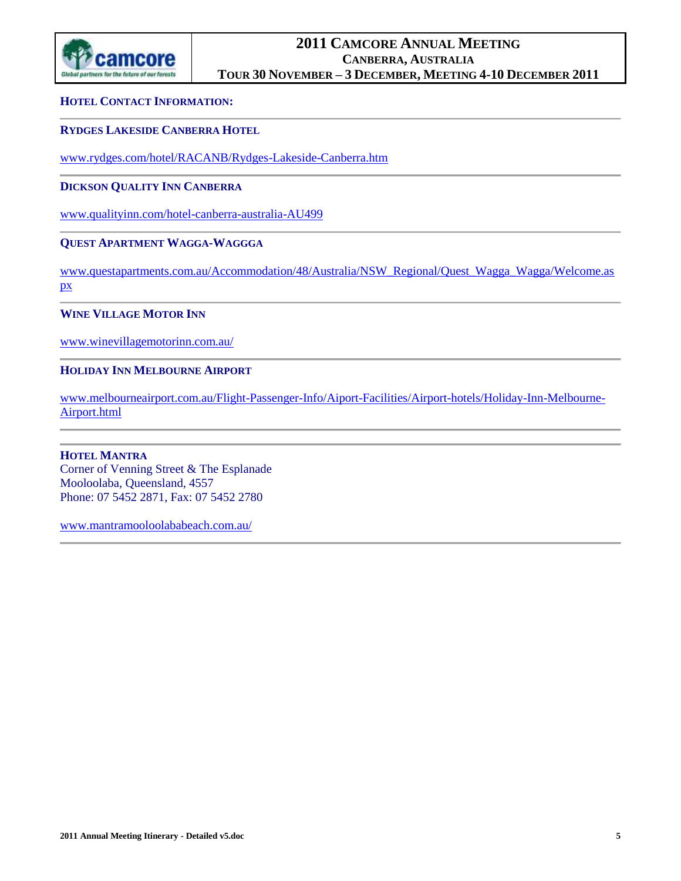## Hotel Contact Information:

---

### Rydges Lakeside Canberra Hotel

www.rydges.com/hotel/RACANB/Rydges-Lakeside-Canberra.htm

---

### Dickson Quality Inn Canberra

www.qualityinn.com/hotel-canberra-australia-AU499

---

### Quest Apartment Wagga-Waggga

www.questapartments.com.au/Accommodation/48/Australia/NSW_Regional/Quest_Wagga_Wagga/Welcome.aspx

---

### Wine Village Motor Inn

www.winevillagemotorinn.com.au/

---

### Holiday Inn Melbourne Airport

www.melbourneairport.com.au/Flight-Passenger-Info/Aiport-Facilities/Airport-hotels/Holiday-Inn-Melbourne-Airport.html

---

### Hotel Mantra

Corner of Venning Street & The Esplanade
Mooloolaba, Queensland, 4557
Phone: 07 5452 2871, Fax: 07 5452 2780

www.mantramooloolababeach.com.au/

---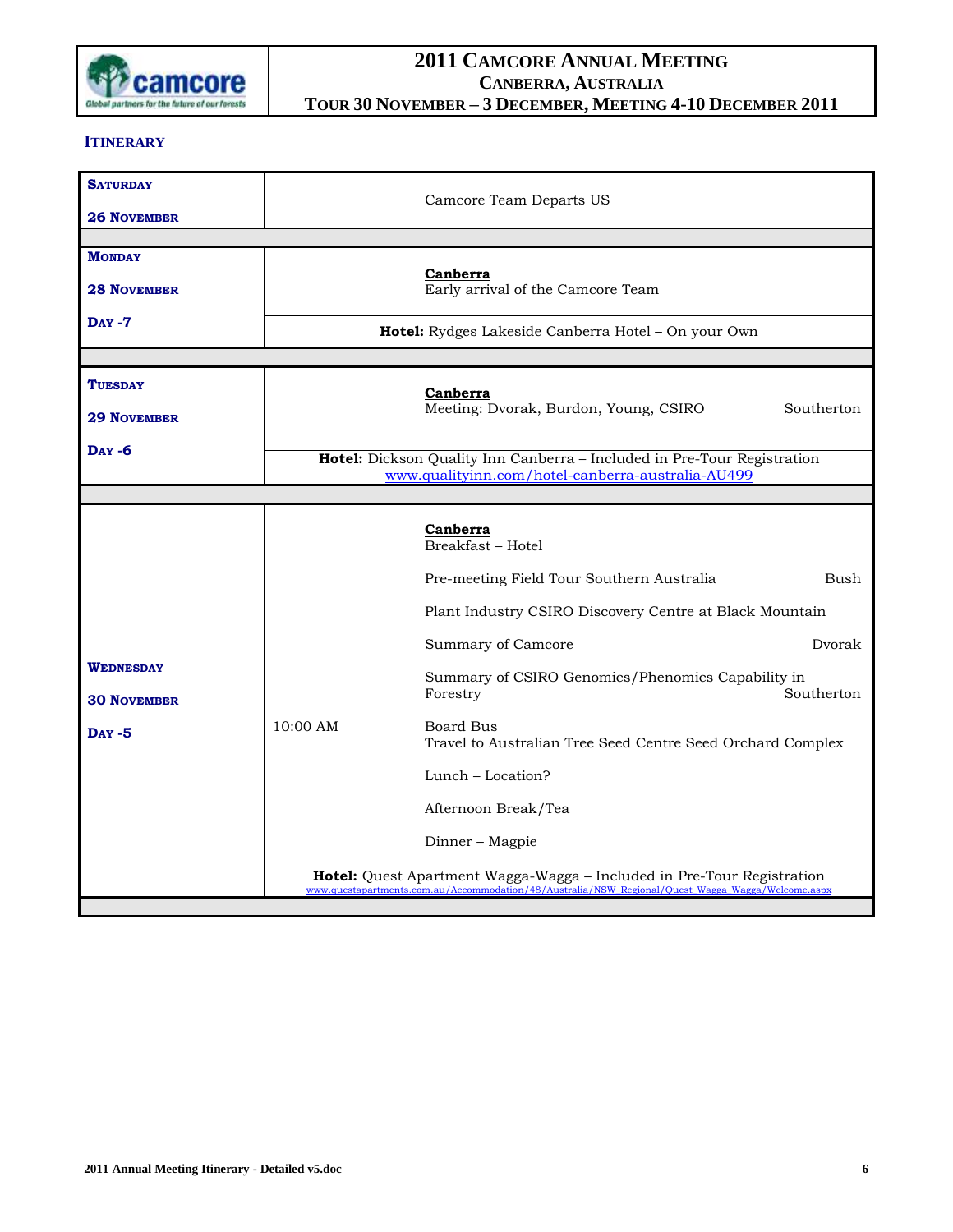# 2011 Camcore Annual Meeting
## Canberra, Australia
## Tour 30 November – 3 December, Meeting 4-10 December 2011

### Itinerary

| Day | Time | Activity | Person |
|---|---|---|---|
| **Saturday** **26 November** | | Camcore Team Departs US | |
| **Monday** **28 November** **Day -7** | | **Canberra** Early arrival of the Camcore Team | |
| | | **Hotel:** Rydges Lakeside Canberra Hotel – On your Own | |
| **Tuesday** **29 November** **Day -6** | | **Canberra** Meeting: Dvorak, Burdon, Young, CSIRO | Southerton |
| | | **Hotel:** Dickson Quality Inn Canberra – Included in Pre-Tour Registration www.qualityinn.com/hotel-canberra-australia-AU499 | |
| **Wednesday** **30 November** **Day -5** | | **Canberra** Breakfast – Hotel | |
| | | Pre-meeting Field Tour Southern Australia | Bush |
| | | Plant Industry CSIRO Discovery Centre at Black Mountain | |
| | | Summary of Camcore | Dvorak |
| | | Summary of CSIRO Genomics/Phenomics Capability in Forestry | Southerton |
| | 10:00 AM | Board Bus Travel to Australian Tree Seed Centre Seed Orchard Complex | |
| | | Lunch – Location? | |
| | | Afternoon Break/Tea | |
| | | Dinner – Magpie | |
| | | **Hotel:** Quest Apartment Wagga-Wagga – Included in Pre-Tour Registration www.questapartments.com.au/Accommodation/48/Australia/NSW_Regional/Quest_Wagga_Wagga/Welcome.aspx | |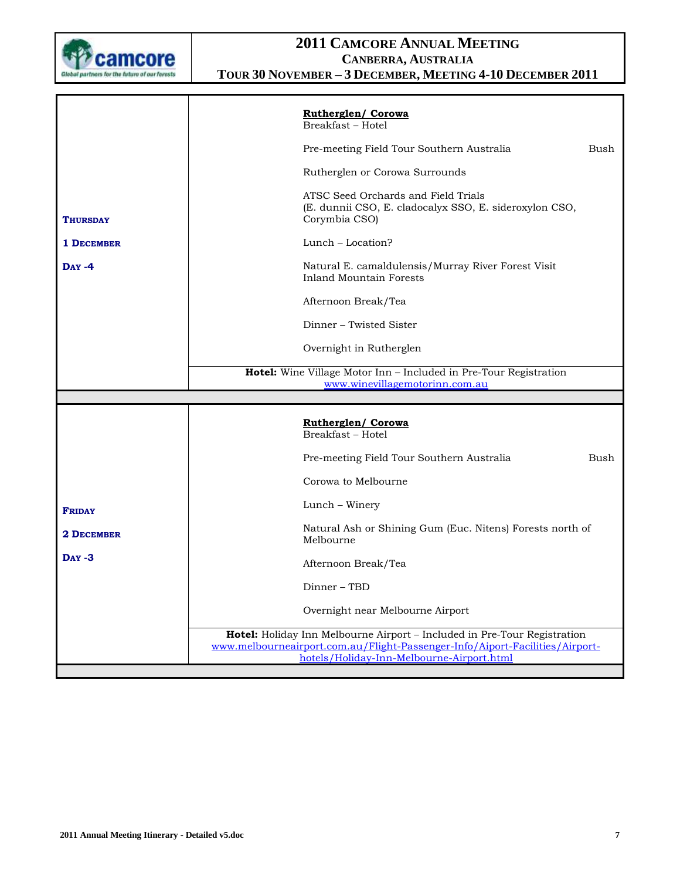| | |
|---|---|
| **THURSDAY**<br><br>**1 DECEMBER**<br><br>**DAY -4** | **Rutherglen/ Corowa**<br>Breakfast – Hotel<br><br>Pre-meeting Field Tour Southern Australia Bush<br><br>Rutherglen or Corowa Surrounds<br><br>ATSC Seed Orchards and Field Trials<br>(E. dunnii CSO, E. cladocalyx SSO, E. sideroxylon CSO, Corymbia CSO)<br><br>Lunch – Location?<br><br>Natural E. camaldulensis/Murray River Forest Visit<br>Inland Mountain Forests<br><br>Afternoon Break/Tea<br><br>Dinner – Twisted Sister<br><br>Overnight in Rutherglen |
| | **Hotel:** Wine Village Motor Inn – Included in Pre-Tour Registration<br>www.winevillagemotorinn.com.au |
| **FRIDAY**<br><br>**2 DECEMBER**<br><br>**DAY -3** | **Rutherglen/ Corowa**<br>Breakfast – Hotel<br><br>Pre-meeting Field Tour Southern Australia Bush<br><br>Corowa to Melbourne<br><br>Lunch – Winery<br><br>Natural Ash or Shining Gum (Euc. Nitens) Forests north of Melbourne<br><br>Afternoon Break/Tea<br><br>Dinner – TBD<br><br>Overnight near Melbourne Airport |
| | **Hotel:** Holiday Inn Melbourne Airport – Included in Pre-Tour Registration<br>www.melbourneairport.com.au/Flight-Passenger-Info/Aiport-Facilities/Airport-hotels/Holiday-Inn-Melbourne-Airport.html |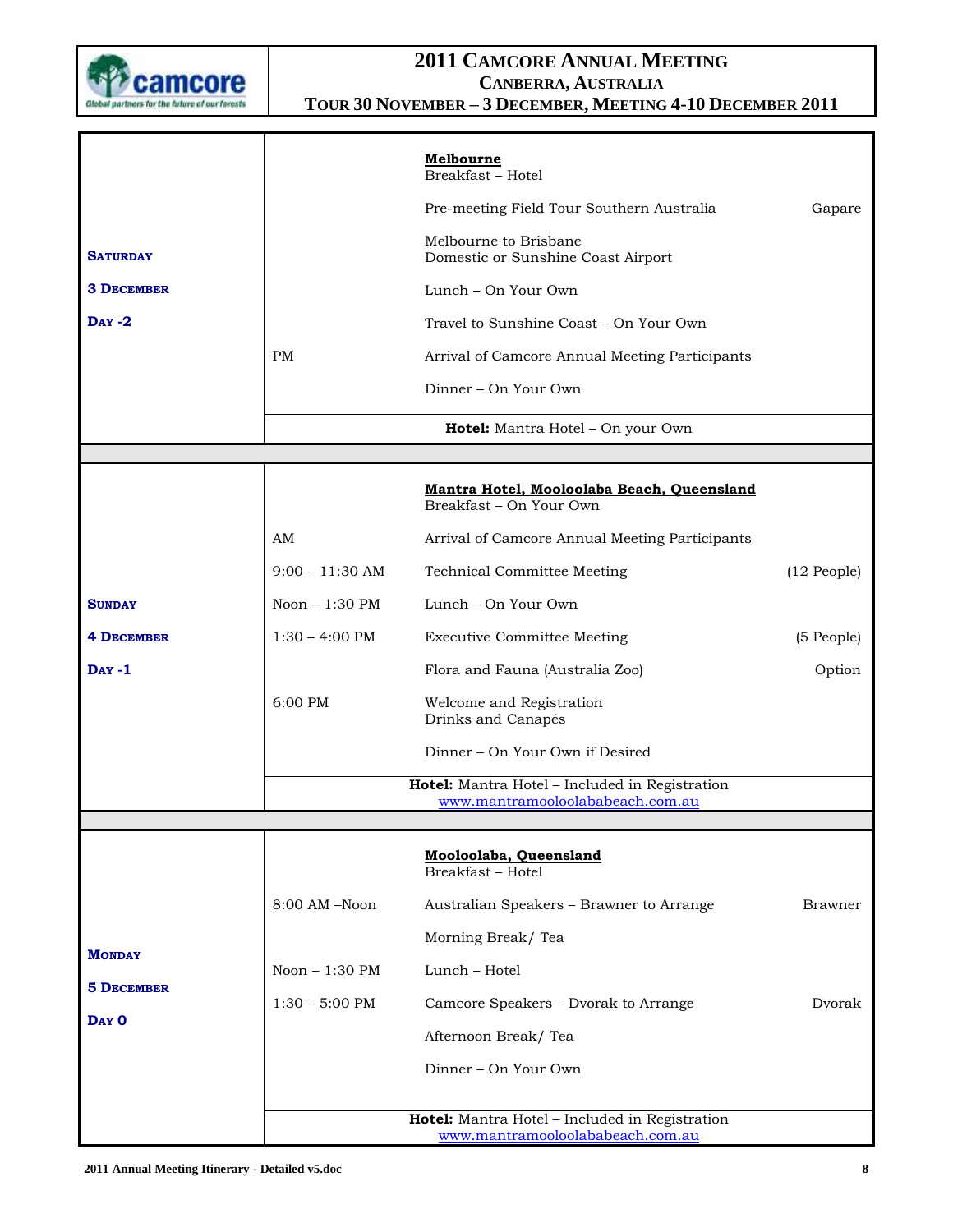# 2011 CAMCORE ANNUAL MEETING
## CANBERRA, AUSTRALIA
### TOUR 30 NOVEMBER – 3 DECEMBER, MEETING 4-10 DECEMBER 2011

| Day | Time | Activity | Notes |
|---|---|---|---|
| **SATURDAY 3 DECEMBER DAY -2** | | **Melbourne** Breakfast – Hotel | |
| | | Pre-meeting Field Tour Southern Australia | Gapare |
| | | Melbourne to Brisbane Domestic or Sunshine Coast Airport | |
| | | Lunch – On Your Own | |
| | | Travel to Sunshine Coast – On Your Own | |
| | PM | Arrival of Camcore Annual Meeting Participants | |
| | | Dinner – On Your Own | |
| | | **Hotel:** Mantra Hotel – On your Own | |
| **SUNDAY 4 DECEMBER DAY -1** | | **Mantra Hotel, Mooloolaba Beach, Queensland** Breakfast – On Your Own | |
| | AM | Arrival of Camcore Annual Meeting Participants | |
| | 9:00 – 11:30 AM | Technical Committee Meeting | (12 People) |
| | Noon – 1:30 PM | Lunch – On Your Own | |
| | 1:30 – 4:00 PM | Executive Committee Meeting | (5 People) |
| | | Flora and Fauna (Australia Zoo) | Option |
| | 6:00 PM | Welcome and Registration Drinks and Canapés | |
| | | Dinner – On Your Own if Desired | |
| | | **Hotel:** Mantra Hotel – Included in Registration www.mantramooloolababeach.com.au | |
| **MONDAY 5 DECEMBER DAY 0** | | **Mooloolaba, Queensland** Breakfast – Hotel | |
| | 8:00 AM –Noon | Australian Speakers – Brawner to Arrange | Brawner |
| | | Morning Break/ Tea | |
| | Noon – 1:30 PM | Lunch – Hotel | |
| | 1:30 – 5:00 PM | Camcore Speakers – Dvorak to Arrange | Dvorak |
| | | Afternoon Break/ Tea | |
| | | Dinner – On Your Own | |
| | | **Hotel:** Mantra Hotel – Included in Registration www.mantramooloolababeach.com.au | |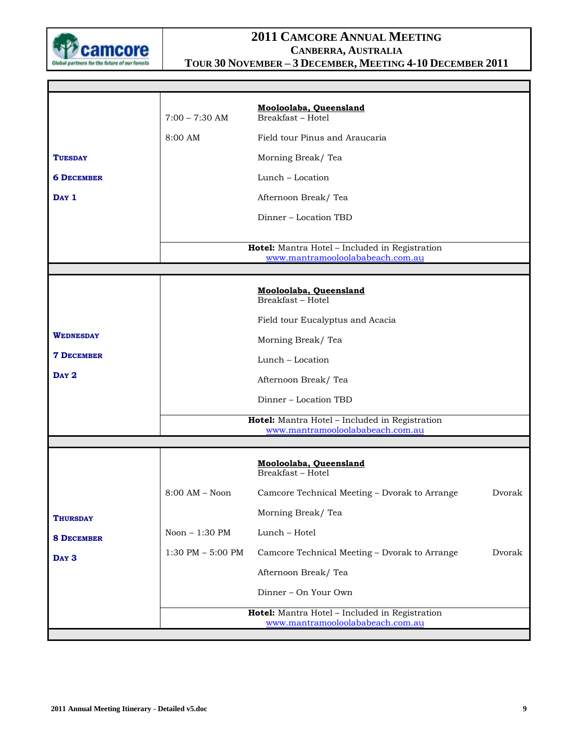| Day | Time | Activity | Responsible |
|---|---|---|---|
| **TUESDAY** | | **Mooloolaba, Queensland** | |
| **6 DECEMBER** | 7:00 – 7:30 AM | Breakfast – Hotel | |
| **DAY 1** | 8:00 AM | Field tour Pinus and Araucaria | |
| | | Morning Break/ Tea | |
| | | Lunch – Location | |
| | | Afternoon Break/ Tea | |
| | | Dinner – Location TBD | |
| | | **Hotel:** Mantra Hotel – Included in Registration www.mantramooloolababeach.com.au | |
| **WEDNESDAY** | | **Mooloolaba, Queensland** | |
| **7 DECEMBER** | | Breakfast – Hotel | |
| **DAY 2** | | Field tour Eucalyptus and Acacia | |
| | | Morning Break/ Tea | |
| | | Lunch – Location | |
| | | Afternoon Break/ Tea | |
| | | Dinner – Location TBD | |
| | | **Hotel:** Mantra Hotel – Included in Registration www.mantramooloolababeach.com.au | |
| **THURSDAY** | | **Mooloolaba, Queensland** | |
| **8 DECEMBER** | | Breakfast – Hotel | |
| **DAY 3** | 8:00 AM – Noon | Camcore Technical Meeting – Dvorak to Arrange | Dvorak |
| | | Morning Break/ Tea | |
| | Noon – 1:30 PM | Lunch – Hotel | |
| | 1:30 PM – 5:00 PM | Camcore Technical Meeting – Dvorak to Arrange | Dvorak |
| | | Afternoon Break/ Tea | |
| | | Dinner – On Your Own | |
| | | **Hotel:** Mantra Hotel – Included in Registration www.mantramooloolababeach.com.au | |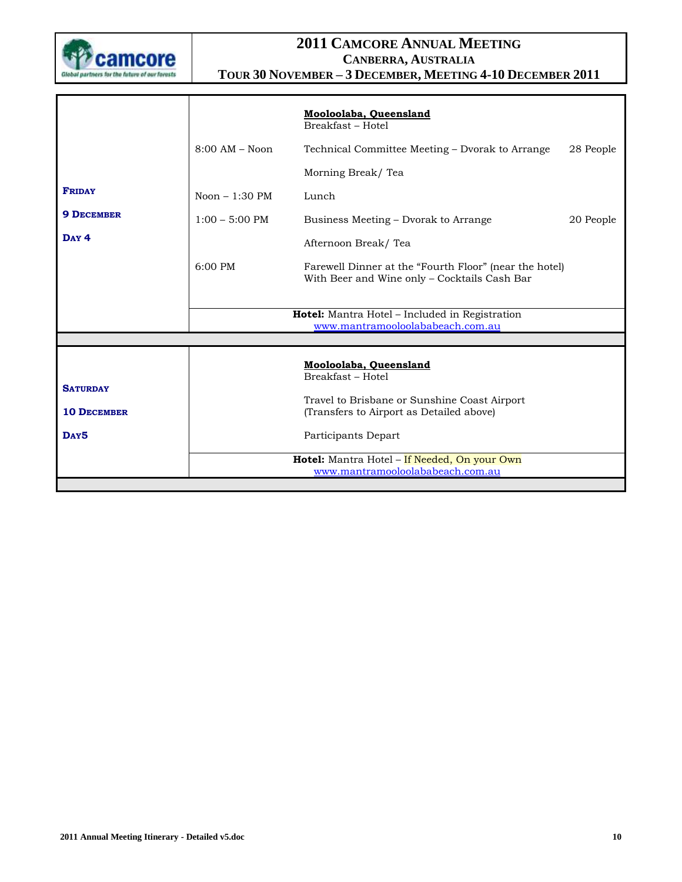# 2011 CAMCORE ANNUAL MEETING
## CANBERRA, AUSTRALIA
### TOUR 30 NOVEMBER – 3 DECEMBER, MEETING 4-10 DECEMBER 2011

| | | | |
|---|---|---|---|
| **FRIDAY** **9 DECEMBER** **DAY 4** | | **Mooloolaba, Queensland** Breakfast – Hotel | |
| | 8:00 AM – Noon | Technical Committee Meeting – Dvorak to Arrange | 28 People |
| | | Morning Break/ Tea | |
| | Noon – 1:30 PM | Lunch | |
| | 1:00 – 5:00 PM | Business Meeting – Dvorak to Arrange | 20 People |
| | | Afternoon Break/ Tea | |
| | 6:00 PM | Farewell Dinner at the "Fourth Floor" (near the hotel) With Beer and Wine only – Cocktails Cash Bar | |
| | | **Hotel:** Mantra Hotel – Included in Registration www.mantramooloolababeach.com.au | |
| **SATURDAY** **10 DECEMBER** **DAY5** | | **Mooloolaba, Queensland** Breakfast – Hotel | |
| | | Travel to Brisbane or Sunshine Coast Airport (Transfers to Airport as Detailed above) | |
| | | Participants Depart | |
| | | **Hotel:** Mantra Hotel – If Needed, On your Own www.mantramooloolababeach.com.au | |

2011 Annual Meeting Itinerary - Detailed v5.doc